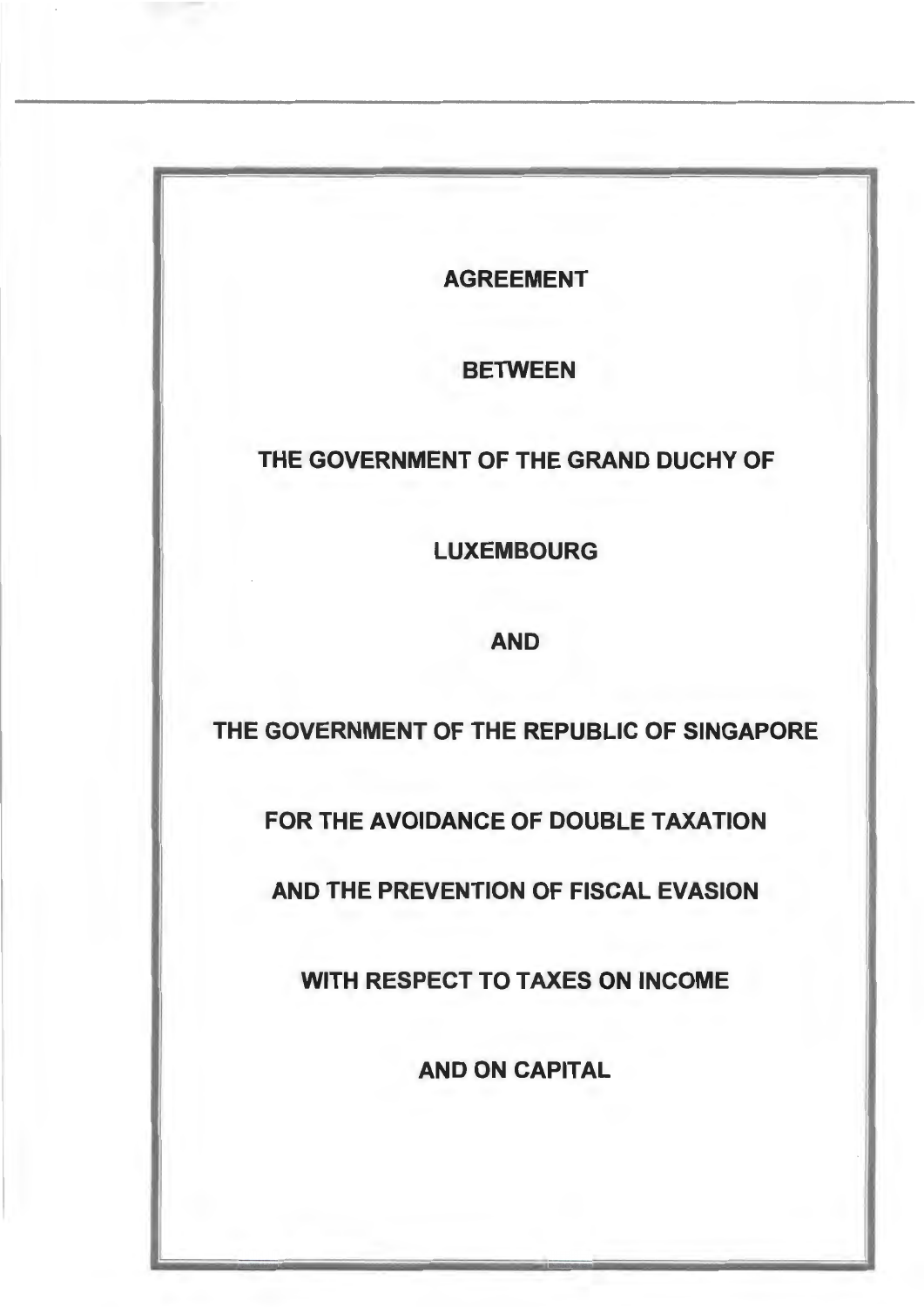# AGREEMENT

# BETWEEN

# THE GOVERNMENT OF THE GRAND DUCHY OF LUXEMBOURG

# AND

# THE GOVERNMENT OF THE REPUBLIC OF SINGAPORE

# FOR THE AVOIDANCE OF DOUBLE TAXATION AND THE PREVENTION OF FISCAL EVASION WITH RESPECT TO TAXES ON INCOME AND ON CAPITAL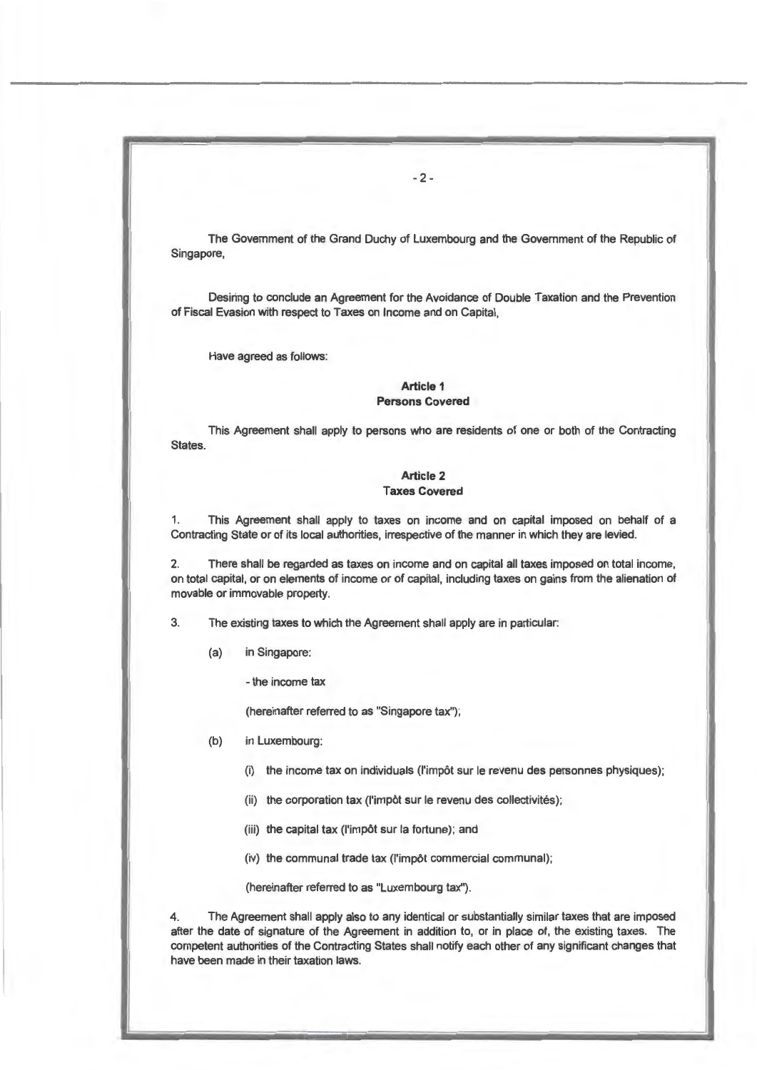The Government of the Grand Duchy of Luxembourg and the Government of the Republic of Singapore,

Desiring to conclude an Agreement for the Avoidance of Double Taxation and the Prevention of Fiscal Evasion with respect to Taxes on Income and on Capital,

Have agreed as follows:

### Article 1
### Persons Covered

This Agreement shall apply to persons who are residents of one or both of the Contracting States.

### Article 2
### Taxes Covered

1. This Agreement shall apply to taxes on income and on capital imposed on behalf of a Contracting State or of its local authorities, irrespective of the manner in which they are levied.

2. There shall be regarded as taxes on income and on capital all taxes imposed on total income, on total capital, or on elements of income or of capital, including taxes on gains from the alienation of movable or immovable property.

3. The existing taxes to which the Agreement shall apply are in particular:

(a) in Singapore:

- the income tax

(hereinafter referred to as "Singapore tax");

(b) in Luxembourg:

(i) the income tax on individuals (l'impôt sur le revenu des personnes physiques);

(ii) the corporation tax (l'impôt sur le revenu des collectivités);

(iii) the capital tax (l'impôt sur la fortune); and

(iv) the communal trade tax (l'impôt commercial communal);

(hereinafter referred to as "Luxembourg tax").

4. The Agreement shall apply also to any identical or substantially similar taxes that are imposed after the date of signature of the Agreement in addition to, or in place of, the existing taxes. The competent authorities of the Contracting States shall notify each other of any significant changes that have been made in their taxation laws.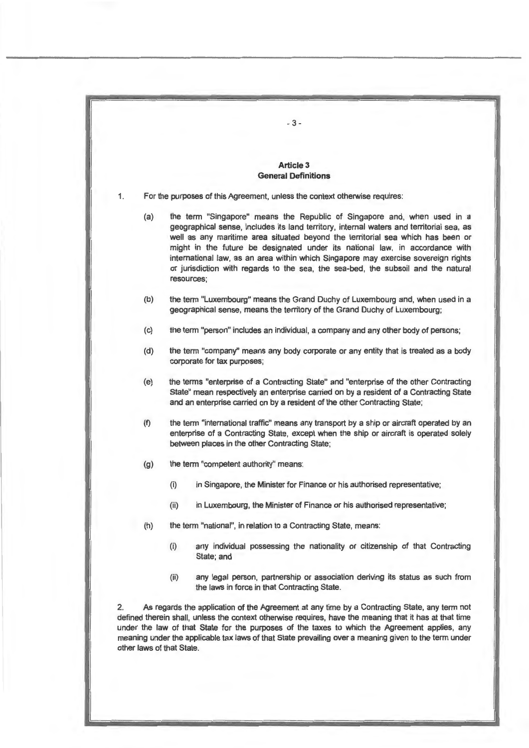## Article 3
## General Definitions

1. For the purposes of this Agreement, unless the context otherwise requires:

   (a) the term "Singapore" means the Republic of Singapore and, when used in a geographical sense, includes its land territory, internal waters and territorial sea, as well as any maritime area situated beyond the territorial sea which has been or might in the future be designated under its national law, in accordance with international law, as an area within which Singapore may exercise sovereign rights or jurisdiction with regards to the sea, the sea-bed, the subsoil and the natural resources;

   (b) the term "Luxembourg" means the Grand Duchy of Luxembourg and, when used in a geographical sense, means the territory of the Grand Duchy of Luxembourg;

   (c) the term "person" includes an individual, a company and any other body of persons;

   (d) the term "company" means any body corporate or any entity that is treated as a body corporate for tax purposes;

   (e) the terms "enterprise of a Contracting State" and "enterprise of the other Contracting State" mean respectively an enterprise carried on by a resident of a Contracting State and an enterprise carried on by a resident of the other Contracting State;

   (f) the term "international traffic" means any transport by a ship or aircraft operated by an enterprise of a Contracting State, except when the ship or aircraft is operated solely between places in the other Contracting State;

   (g) the term "competent authority" means:

      (i) in Singapore, the Minister for Finance or his authorised representative;

      (ii) in Luxembourg, the Minister of Finance or his authorised representative;

   (h) the term "national", in relation to a Contracting State, means:

      (i) any individual possessing the nationality or citizenship of that Contracting State; and

      (ii) any legal person, partnership or association deriving its status as such from the laws in force in that Contracting State.

2. As regards the application of the Agreement at any time by a Contracting State, any term not defined therein shall, unless the context otherwise requires, have the meaning that it has at that time under the law of that State for the purposes of the taxes to which the Agreement applies, any meaning under the applicable tax laws of that State prevailing over a meaning given to the term under other laws of that State.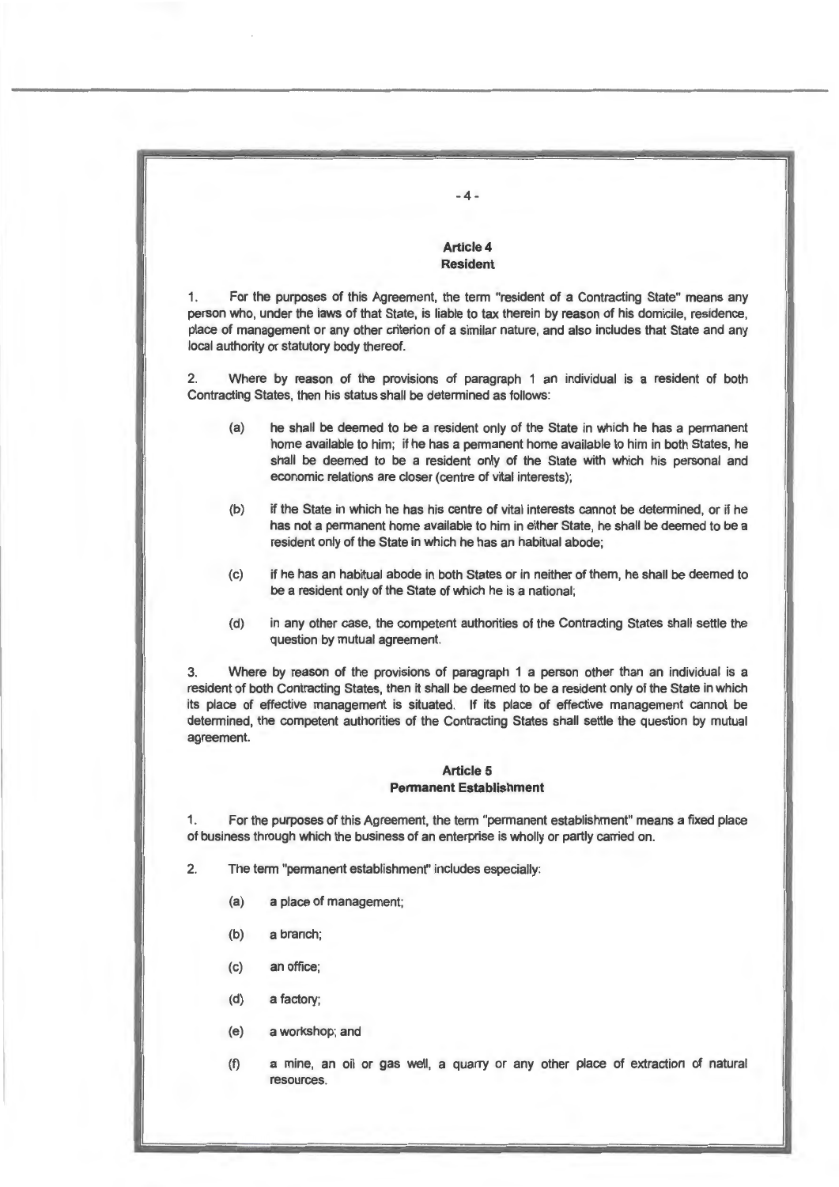## Article 4
## Resident

1. For the purposes of this Agreement, the term "resident of a Contracting State" means any person who, under the laws of that State, is liable to tax therein by reason of his domicile, residence, place of management or any other criterion of a similar nature, and also includes that State and any local authority or statutory body thereof.

2. Where by reason of the provisions of paragraph 1 an individual is a resident of both Contracting States, then his status shall be determined as follows:

(a) he shall be deemed to be a resident only of the State in which he has a permanent home available to him; if he has a permanent home available to him in both States, he shall be deemed to be a resident only of the State with which his personal and economic relations are closer (centre of vital interests);

(b) if the State in which he has his centre of vital interests cannot be determined, or if he has not a permanent home available to him in either State, he shall be deemed to be a resident only of the State in which he has an habitual abode;

(c) if he has an habitual abode in both States or in neither of them, he shall be deemed to be a resident only of the State of which he is a national;

(d) in any other case, the competent authorities of the Contracting States shall settle the question by mutual agreement.

3. Where by reason of the provisions of paragraph 1 a person other than an individual is a resident of both Contracting States, then it shall be deemed to be a resident only of the State in which its place of effective management is situated. If its place of effective management cannot be determined, the competent authorities of the Contracting States shall settle the question by mutual agreement.

## Article 5
## Permanent Establishment

1. For the purposes of this Agreement, the term "permanent establishment" means a fixed place of business through which the business of an enterprise is wholly or partly carried on.

2. The term "permanent establishment" includes especially:

(a) a place of management;

(b) a branch;

(c) an office;

(d) a factory;

(e) a workshop; and

(f) a mine, an oil or gas well, a quarry or any other place of extraction of natural resources.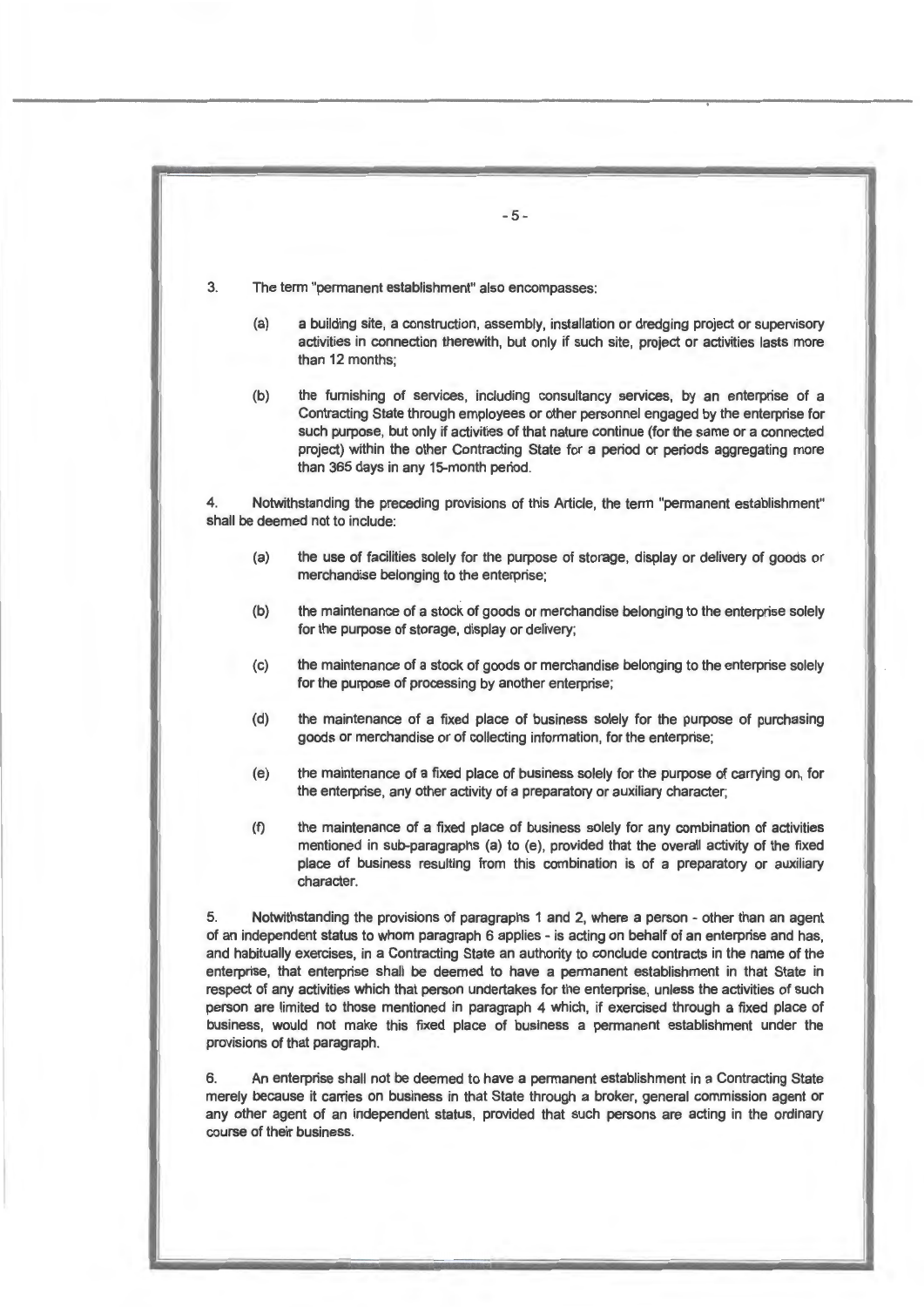3. The term "permanent establishment" also encompasses:

   (a) a building site, a construction, assembly, installation or dredging project or supervisory activities in connection therewith, but only if such site, project or activities lasts more than 12 months;

   (b) the furnishing of services, including consultancy services, by an enterprise of a Contracting State through employees or other personnel engaged by the enterprise for such purpose, but only if activities of that nature continue (for the same or a connected project) within the other Contracting State for a period or periods aggregating more than 365 days in any 15-month period.

4. Notwithstanding the preceding provisions of this Article, the term "permanent establishment" shall be deemed not to include:

   (a) the use of facilities solely for the purpose of storage, display or delivery of goods or merchandise belonging to the enterprise;

   (b) the maintenance of a stock of goods or merchandise belonging to the enterprise solely for the purpose of storage, display or delivery;

   (c) the maintenance of a stock of goods or merchandise belonging to the enterprise solely for the purpose of processing by another enterprise;

   (d) the maintenance of a fixed place of business solely for the purpose of purchasing goods or merchandise or of collecting information, for the enterprise;

   (e) the maintenance of a fixed place of business solely for the purpose of carrying on, for the enterprise, any other activity of a preparatory or auxiliary character;

   (f) the maintenance of a fixed place of business solely for any combination of activities mentioned in sub-paragraphs (a) to (e), provided that the overall activity of the fixed place of business resulting from this combination is of a preparatory or auxiliary character.

5. Notwithstanding the provisions of paragraphs 1 and 2, where a person - other than an agent of an independent status to whom paragraph 6 applies - is acting on behalf of an enterprise and has, and habitually exercises, in a Contracting State an authority to conclude contracts in the name of the enterprise, that enterprise shall be deemed to have a permanent establishment in that State in respect of any activities which that person undertakes for the enterprise, unless the activities of such person are limited to those mentioned in paragraph 4 which, if exercised through a fixed place of business, would not make this fixed place of business a permanent establishment under the provisions of that paragraph.

6. An enterprise shall not be deemed to have a permanent establishment in a Contracting State merely because it carries on business in that State through a broker, general commission agent or any other agent of an independent status, provided that such persons are acting in the ordinary course of their business.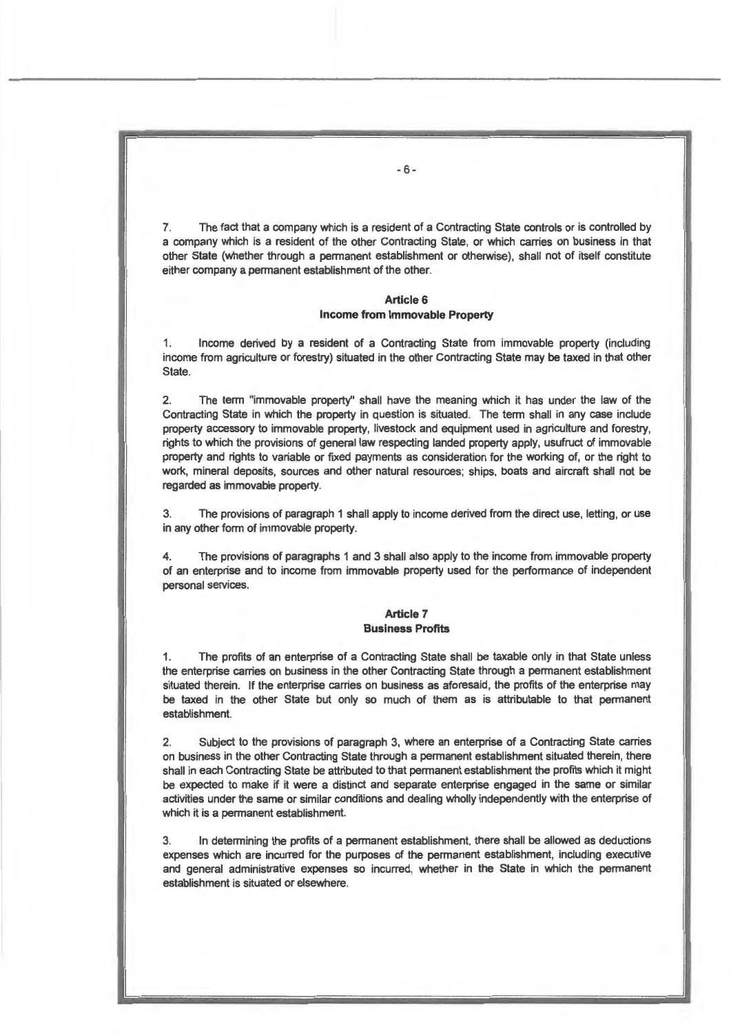7. The fact that a company which is a resident of a Contracting State controls or is controlled by a company which is a resident of the other Contracting State, or which carries on business in that other State (whether through a permanent establishment or otherwise), shall not of itself constitute either company a permanent establishment of the other.

## Article 6
## Income from Immovable Property

1. Income derived by a resident of a Contracting State from immovable property (including income from agriculture or forestry) situated in the other Contracting State may be taxed in that other State.

2. The term "immovable property" shall have the meaning which it has under the law of the Contracting State in which the property in question is situated. The term shall in any case include property accessory to immovable property, livestock and equipment used in agriculture and forestry, rights to which the provisions of general law respecting landed property apply, usufruct of immovable property and rights to variable or fixed payments as consideration for the working of, or the right to work, mineral deposits, sources and other natural resources; ships, boats and aircraft shall not be regarded as immovable property.

3. The provisions of paragraph 1 shall apply to income derived from the direct use, letting, or use in any other form of immovable property.

4. The provisions of paragraphs 1 and 3 shall also apply to the income from immovable property of an enterprise and to income from immovable property used for the performance of independent personal services.

## Article 7
## Business Profits

1. The profits of an enterprise of a Contracting State shall be taxable only in that State unless the enterprise carries on business in the other Contracting State through a permanent establishment situated therein. If the enterprise carries on business as aforesaid, the profits of the enterprise may be taxed in the other State but only so much of them as is attributable to that permanent establishment.

2. Subject to the provisions of paragraph 3, where an enterprise of a Contracting State carries on business in the other Contracting State through a permanent establishment situated therein, there shall in each Contracting State be attributed to that permanent establishment the profits which it might be expected to make if it were a distinct and separate enterprise engaged in the same or similar activities under the same or similar conditions and dealing wholly independently with the enterprise of which it is a permanent establishment.

3. In determining the profits of a permanent establishment, there shall be allowed as deductions expenses which are incurred for the purposes of the permanent establishment, including executive and general administrative expenses so incurred, whether in the State in which the permanent establishment is situated or elsewhere.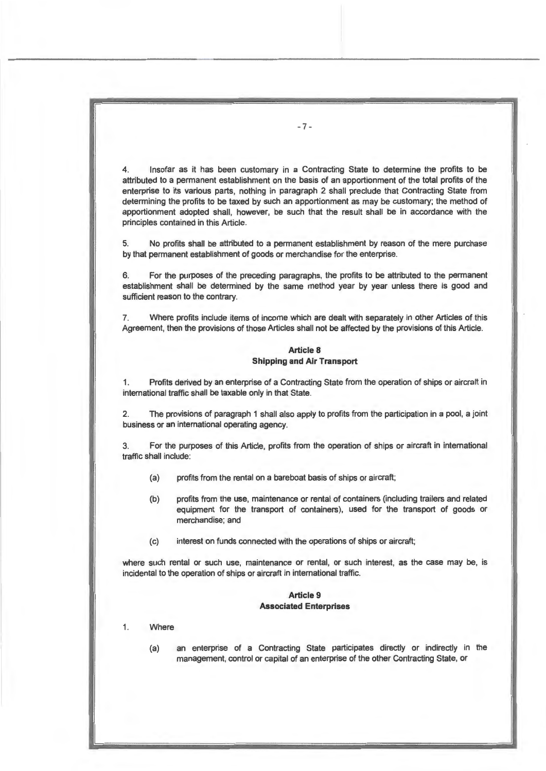4. Insofar as it has been customary in a Contracting State to determine the profits to be attributed to a permanent establishment on the basis of an apportionment of the total profits of the enterprise to its various parts, nothing in paragraph 2 shall preclude that Contracting State from determining the profits to be taxed by such an apportionment as may be customary; the method of apportionment adopted shall, however, be such that the result shall be in accordance with the principles contained in this Article.

5. No profits shall be attributed to a permanent establishment by reason of the mere purchase by that permanent establishment of goods or merchandise for the enterprise.

6. For the purposes of the preceding paragraphs, the profits to be attributed to the permanent establishment shall be determined by the same method year by year unless there is good and sufficient reason to the contrary.

7. Where profits include items of income which are dealt with separately in other Articles of this Agreement, then the provisions of those Articles shall not be affected by the provisions of this Article.

## Article 8
## Shipping and Air Transport

1. Profits derived by an enterprise of a Contracting State from the operation of ships or aircraft in international traffic shall be taxable only in that State.

2. The provisions of paragraph 1 shall also apply to profits from the participation in a pool, a joint business or an international operating agency.

3. For the purposes of this Article, profits from the operation of ships or aircraft in international traffic shall include:

(a) profits from the rental on a bareboat basis of ships or aircraft;

(b) profits from the use, maintenance or rental of containers (including trailers and related equipment for the transport of containers), used for the transport of goods or merchandise; and

(c) interest on funds connected with the operations of ships or aircraft;

where such rental or such use, maintenance or rental, or such interest, as the case may be, is incidental to the operation of ships or aircraft in international traffic.

## Article 9
## Associated Enterprises

1. Where

(a) an enterprise of a Contracting State participates directly or indirectly in the management, control or capital of an enterprise of the other Contracting State, or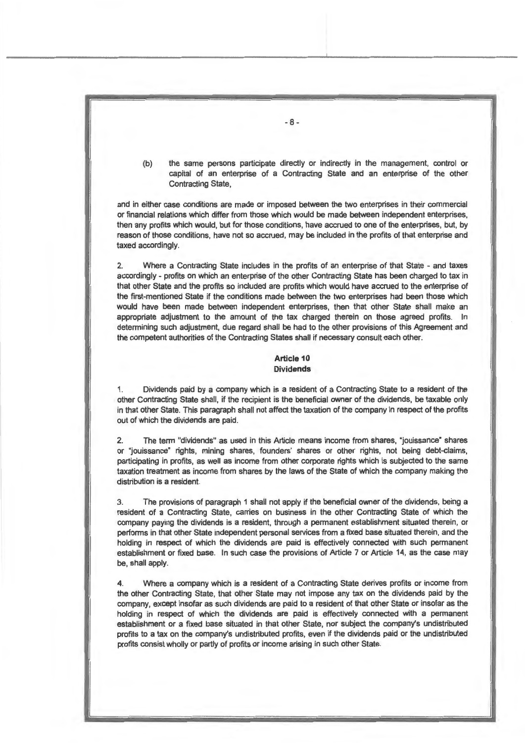(b) the same persons participate directly or indirectly in the management, control or capital of an enterprise of a Contracting State and an enterprise of the other Contracting State,

and in either case conditions are made or imposed between the two enterprises in their commercial or financial relations which differ from those which would be made between independent enterprises, then any profits which would, but for those conditions, have accrued to one of the enterprises, but, by reason of those conditions, have not so accrued, may be included in the profits of that enterprise and taxed accordingly.

2. Where a Contracting State includes in the profits of an enterprise of that State - and taxes accordingly - profits on which an enterprise of the other Contracting State has been charged to tax in that other State and the profits so included are profits which would have accrued to the enterprise of the first-mentioned State if the conditions made between the two enterprises had been those which would have been made between independent enterprises, then that other State shall make an appropriate adjustment to the amount of the tax charged therein on those agreed profits. In determining such adjustment, due regard shall be had to the other provisions of this Agreement and the competent authorities of the Contracting States shall if necessary consult each other.

## Article 10
## Dividends

1. Dividends paid by a company which is a resident of a Contracting State to a resident of the other Contracting State shall, if the recipient is the beneficial owner of the dividends, be taxable only in that other State. This paragraph shall not affect the taxation of the company in respect of the profits out of which the dividends are paid.

2. The term "dividends" as used in this Article means income from shares, "jouissance" shares or "jouissance" rights, mining shares, founders' shares or other rights, not being debt-claims, participating in profits, as well as income from other corporate rights which is subjected to the same taxation treatment as income from shares by the laws of the State of which the company making the distribution is a resident.

3. The provisions of paragraph 1 shall not apply if the beneficial owner of the dividends, being a resident of a Contracting State, carries on business in the other Contracting State of which the company paying the dividends is a resident, through a permanent establishment situated therein, or performs in that other State independent personal services from a fixed base situated therein, and the holding in respect of which the dividends are paid is effectively connected with such permanent establishment or fixed base. In such case the provisions of Article 7 or Article 14, as the case may be, shall apply.

4. Where a company which is a resident of a Contracting State derives profits or income from the other Contracting State, that other State may not impose any tax on the dividends paid by the company, except insofar as such dividends are paid to a resident of that other State or insofar as the holding in respect of which the dividends are paid is effectively connected with a permanent establishment or a fixed base situated in that other State, nor subject the company's undistributed profits to a tax on the company's undistributed profits, even if the dividends paid or the undistributed profits consist wholly or partly of profits or income arising in such other State.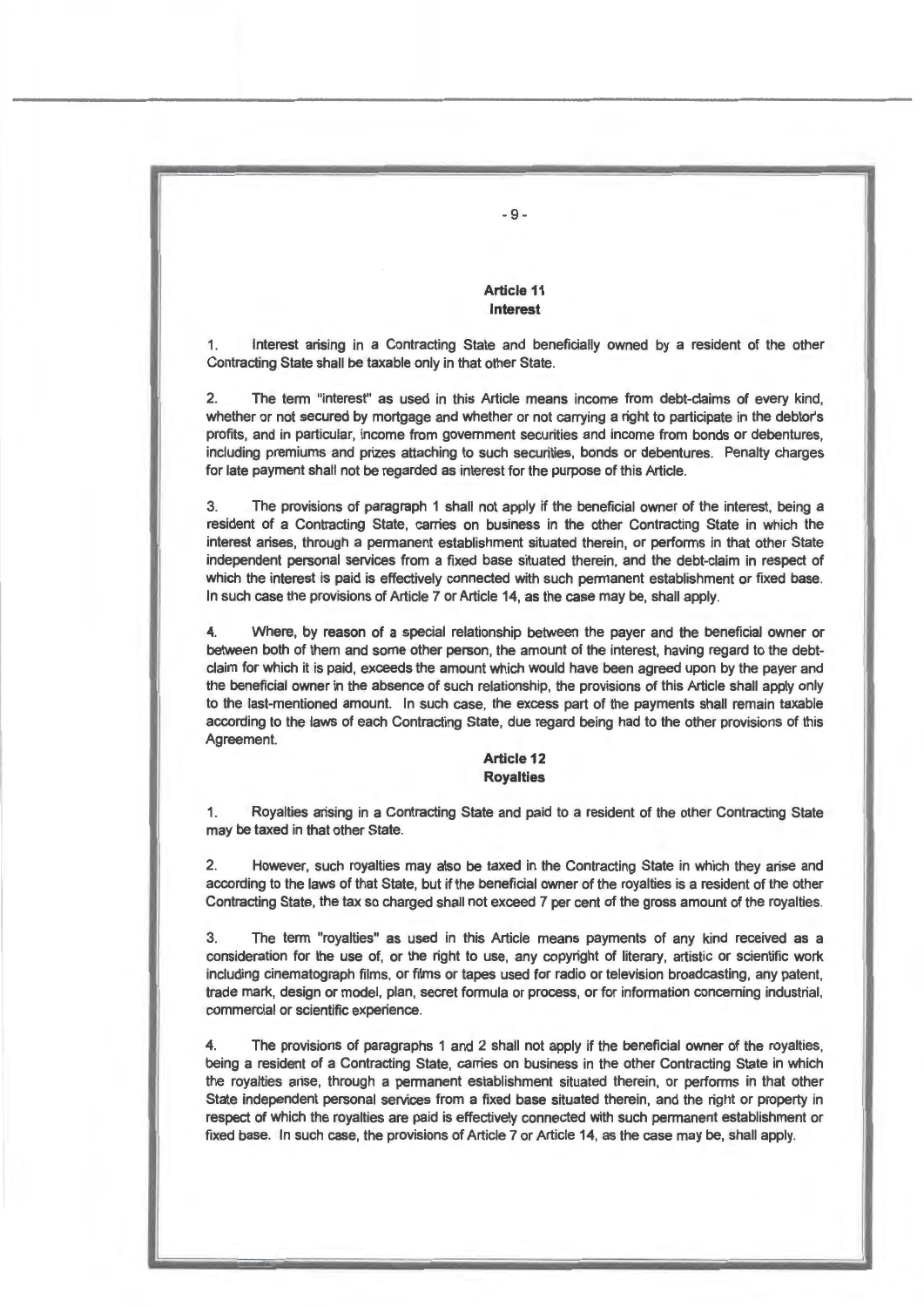## Article 11
## Interest

1. Interest arising in a Contracting State and beneficially owned by a resident of the other Contracting State shall be taxable only in that other State.

2. The term "interest" as used in this Article means income from debt-claims of every kind, whether or not secured by mortgage and whether or not carrying a right to participate in the debtor's profits, and in particular, income from government securities and income from bonds or debentures, including premiums and prizes attaching to such securities, bonds or debentures. Penalty charges for late payment shall not be regarded as interest for the purpose of this Article.

3. The provisions of paragraph 1 shall not apply if the beneficial owner of the interest, being a resident of a Contracting State, carries on business in the other Contracting State in which the interest arises, through a permanent establishment situated therein, or performs in that other State independent personal services from a fixed base situated therein, and the debt-claim in respect of which the interest is paid is effectively connected with such permanent establishment or fixed base. In such case the provisions of Article 7 or Article 14, as the case may be, shall apply.

4. Where, by reason of a special relationship between the payer and the beneficial owner or between both of them and some other person, the amount of the interest, having regard to the debt-claim for which it is paid, exceeds the amount which would have been agreed upon by the payer and the beneficial owner in the absence of such relationship, the provisions of this Article shall apply only to the last-mentioned amount. In such case, the excess part of the payments shall remain taxable according to the laws of each Contracting State, due regard being had to the other provisions of this Agreement.

## Article 12
## Royalties

1. Royalties arising in a Contracting State and paid to a resident of the other Contracting State may be taxed in that other State.

2. However, such royalties may also be taxed in the Contracting State in which they arise and according to the laws of that State, but if the beneficial owner of the royalties is a resident of the other Contracting State, the tax so charged shall not exceed 7 per cent of the gross amount of the royalties.

3. The term "royalties" as used in this Article means payments of any kind received as a consideration for the use of, or the right to use, any copyright of literary, artistic or scientific work including cinematograph films, or films or tapes used for radio or television broadcasting, any patent, trade mark, design or model, plan, secret formula or process, or for information concerning industrial, commercial or scientific experience.

4. The provisions of paragraphs 1 and 2 shall not apply if the beneficial owner of the royalties, being a resident of a Contracting State, carries on business in the other Contracting State in which the royalties arise, through a permanent establishment situated therein, or performs in that other State independent personal services from a fixed base situated therein, and the right or property in respect of which the royalties are paid is effectively connected with such permanent establishment or fixed base. In such case, the provisions of Article 7 or Article 14, as the case may be, shall apply.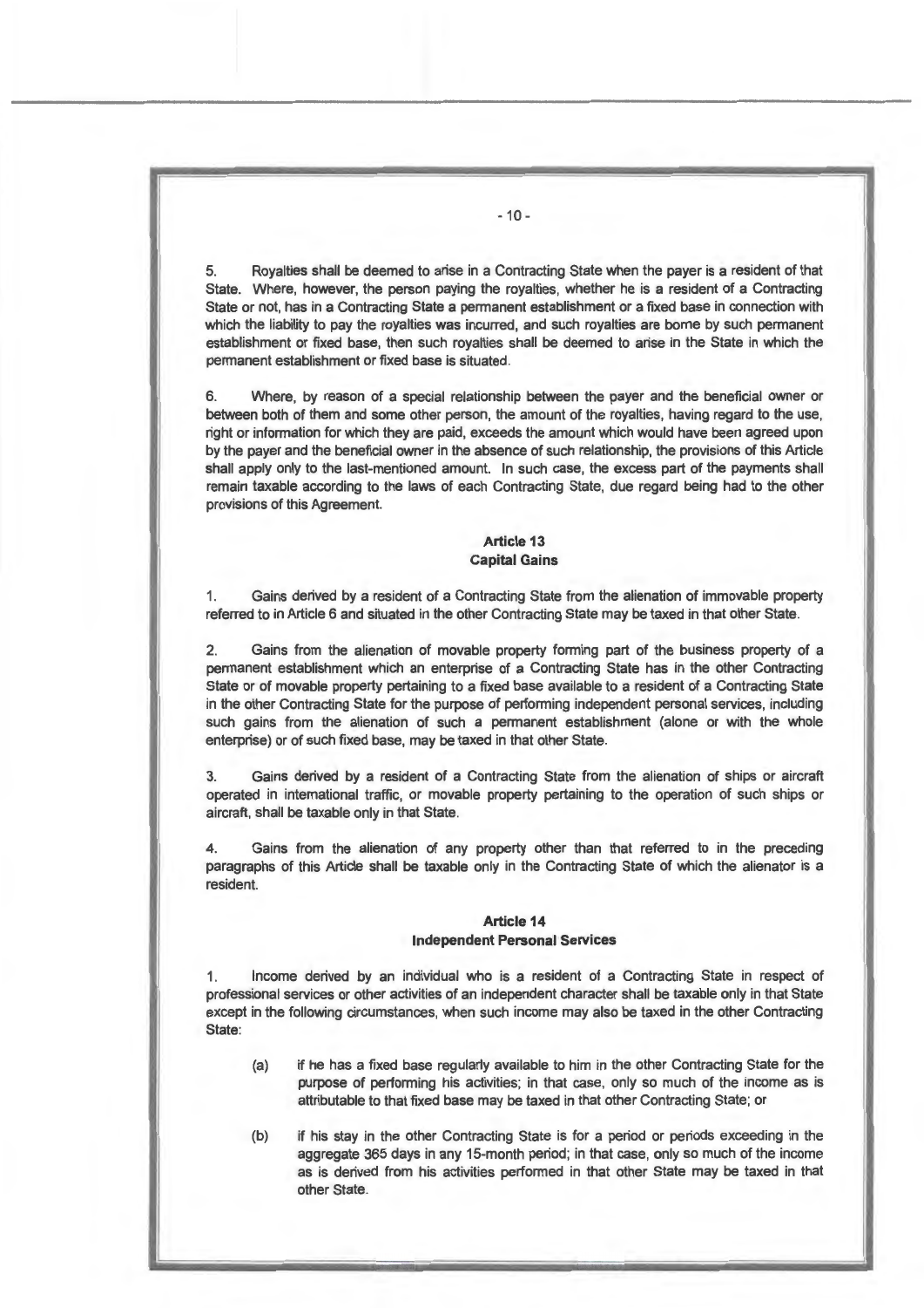5. Royalties shall be deemed to arise in a Contracting State when the payer is a resident of that State. Where, however, the person paying the royalties, whether he is a resident of a Contracting State or not, has in a Contracting State a permanent establishment or a fixed base in connection with which the liability to pay the royalties was incurred, and such royalties are borne by such permanent establishment or fixed base, then such royalties shall be deemed to arise in the State in which the permanent establishment or fixed base is situated.

6. Where, by reason of a special relationship between the payer and the beneficial owner or between both of them and some other person, the amount of the royalties, having regard to the use, right or information for which they are paid, exceeds the amount which would have been agreed upon by the payer and the beneficial owner in the absence of such relationship, the provisions of this Article shall apply only to the last-mentioned amount. In such case, the excess part of the payments shall remain taxable according to the laws of each Contracting State, due regard being had to the other provisions of this Agreement.

## Article 13
## Capital Gains

1. Gains derived by a resident of a Contracting State from the alienation of immovable property referred to in Article 6 and situated in the other Contracting State may be taxed in that other State.

2. Gains from the alienation of movable property forming part of the business property of a permanent establishment which an enterprise of a Contracting State has in the other Contracting State or of movable property pertaining to a fixed base available to a resident of a Contracting State in the other Contracting State for the purpose of performing independent personal services, including such gains from the alienation of such a permanent establishment (alone or with the whole enterprise) or of such fixed base, may be taxed in that other State.

3. Gains derived by a resident of a Contracting State from the alienation of ships or aircraft operated in international traffic, or movable property pertaining to the operation of such ships or aircraft, shall be taxable only in that State.

4. Gains from the alienation of any property other than that referred to in the preceding paragraphs of this Article shall be taxable only in the Contracting State of which the alienator is a resident.

## Article 14
## Independent Personal Services

1. Income derived by an individual who is a resident of a Contracting State in respect of professional services or other activities of an independent character shall be taxable only in that State except in the following circumstances, when such income may also be taxed in the other Contracting State:

   (a) if he has a fixed base regularly available to him in the other Contracting State for the purpose of performing his activities; in that case, only so much of the income as is attributable to that fixed base may be taxed in that other Contracting State; or

   (b) if his stay in the other Contracting State is for a period or periods exceeding in the aggregate 365 days in any 15-month period; in that case, only so much of the income as is derived from his activities performed in that other State may be taxed in that other State.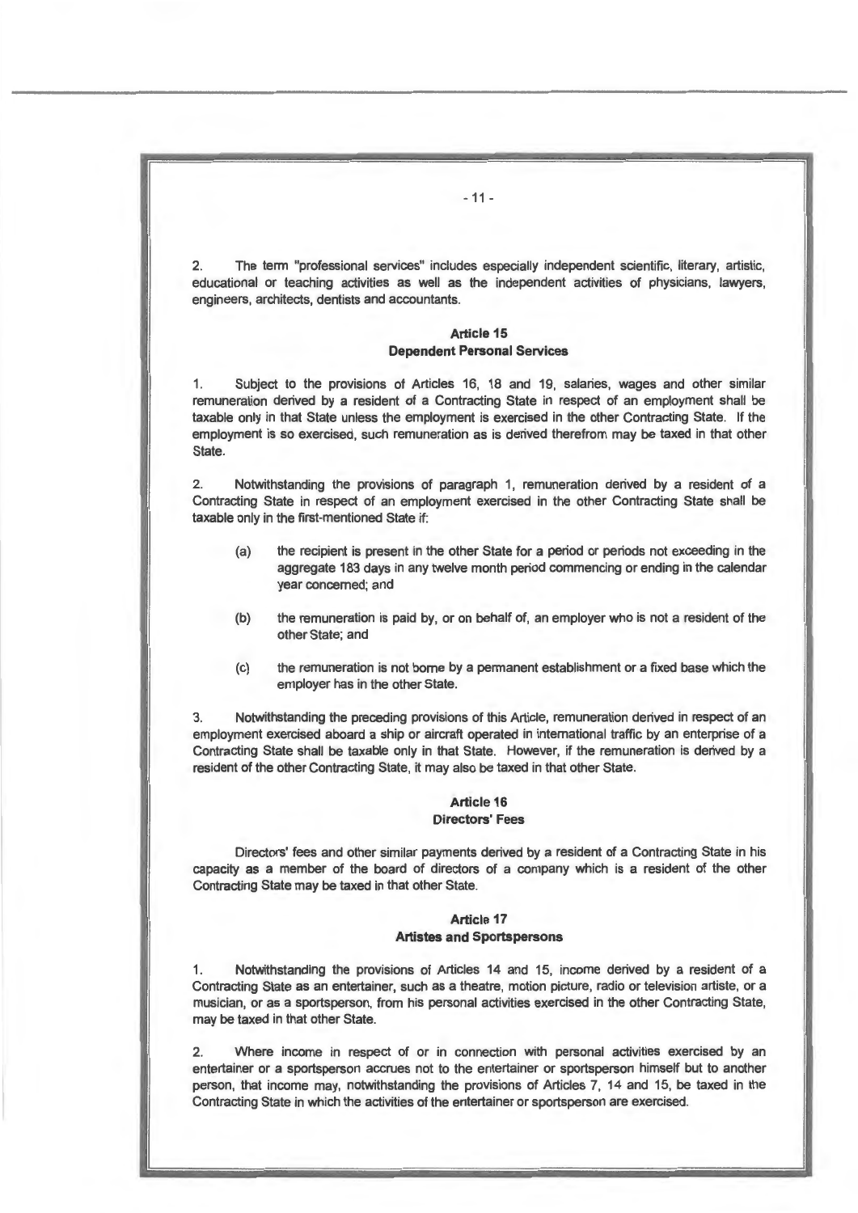2. The term "professional services" includes especially independent scientific, literary, artistic, educational or teaching activities as well as the independent activities of physicians, lawyers, engineers, architects, dentists and accountants.

### Article 15
### Dependent Personal Services

1. Subject to the provisions of Articles 16, 18 and 19, salaries, wages and other similar remuneration derived by a resident of a Contracting State in respect of an employment shall be taxable only in that State unless the employment is exercised in the other Contracting State. If the employment is so exercised, such remuneration as is derived therefrom may be taxed in that other State.

2. Notwithstanding the provisions of paragraph 1, remuneration derived by a resident of a Contracting State in respect of an employment exercised in the other Contracting State shall be taxable only in the first-mentioned State if:

(a) the recipient is present in the other State for a period or periods not exceeding in the aggregate 183 days in any twelve month period commencing or ending in the calendar year concerned; and

(b) the remuneration is paid by, or on behalf of, an employer who is not a resident of the other State; and

(c) the remuneration is not borne by a permanent establishment or a fixed base which the employer has in the other State.

3. Notwithstanding the preceding provisions of this Article, remuneration derived in respect of an employment exercised aboard a ship or aircraft operated in international traffic by an enterprise of a Contracting State shall be taxable only in that State. However, if the remuneration is derived by a resident of the other Contracting State, it may also be taxed in that other State.

### Article 16
### Directors' Fees

Directors' fees and other similar payments derived by a resident of a Contracting State in his capacity as a member of the board of directors of a company which is a resident of the other Contracting State may be taxed in that other State.

### Article 17
### Artistes and Sportspersons

1. Notwithstanding the provisions of Articles 14 and 15, income derived by a resident of a Contracting State as an entertainer, such as a theatre, motion picture, radio or television artiste, or a musician, or as a sportsperson, from his personal activities exercised in the other Contracting State, may be taxed in that other State.

2. Where income in respect of or in connection with personal activities exercised by an entertainer or a sportsperson accrues not to the entertainer or sportsperson himself but to another person, that income may, notwithstanding the provisions of Articles 7, 14 and 15, be taxed in the Contracting State in which the activities of the entertainer or sportsperson are exercised.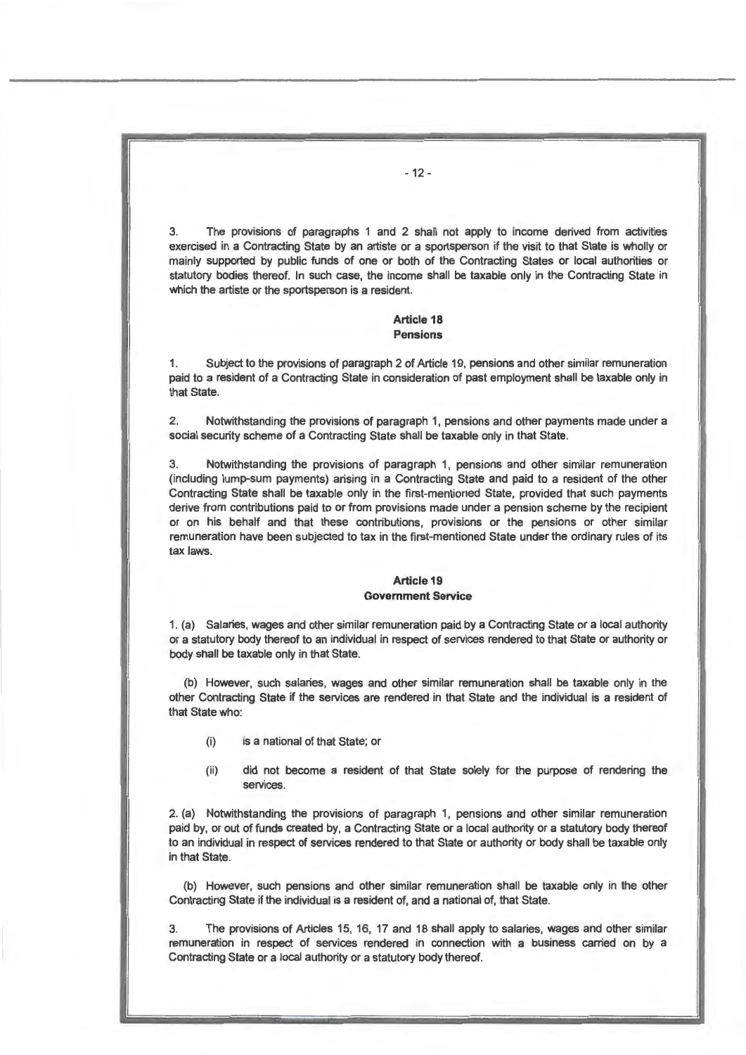3. The provisions of paragraphs 1 and 2 shall not apply to income derived from activities exercised in a Contracting State by an artiste or a sportsperson if the visit to that State is wholly or mainly supported by public funds of one or both of the Contracting States or local authorities or statutory bodies thereof. In such case, the income shall be taxable only in the Contracting State in which the artiste or the sportsperson is a resident.

## Article 18
## Pensions

1. Subject to the provisions of paragraph 2 of Article 19, pensions and other similar remuneration paid to a resident of a Contracting State in consideration of past employment shall be taxable only in that State.

2. Notwithstanding the provisions of paragraph 1, pensions and other payments made under a social security scheme of a Contracting State shall be taxable only in that State.

3. Notwithstanding the provisions of paragraph 1, pensions and other similar remuneration (including lump-sum payments) arising in a Contracting State and paid to a resident of the other Contracting State shall be taxable only in the first-mentioned State, provided that such payments derive from contributions paid to or from provisions made under a pension scheme by the recipient or on his behalf and that these contributions, provisions or the pensions or other similar remuneration have been subjected to tax in the first-mentioned State under the ordinary rules of its tax laws.

## Article 19
## Government Service

1. (a) Salaries, wages and other similar remuneration paid by a Contracting State or a local authority or a statutory body thereof to an individual in respect of services rendered to that State or authority or body shall be taxable only in that State.

(b) However, such salaries, wages and other similar remuneration shall be taxable only in the other Contracting State if the services are rendered in that State and the individual is a resident of that State who:

(i) is a national of that State; or

(ii) did not become a resident of that State solely for the purpose of rendering the services.

2. (a) Notwithstanding the provisions of paragraph 1, pensions and other similar remuneration paid by, or out of funds created by, a Contracting State or a local authority or a statutory body thereof to an individual in respect of services rendered to that State or authority or body shall be taxable only in that State.

(b) However, such pensions and other similar remuneration shall be taxable only in the other Contracting State if the individual is a resident of, and a national of, that State.

3. The provisions of Articles 15, 16, 17 and 18 shall apply to salaries, wages and other similar remuneration in respect of services rendered in connection with a business carried on by a Contracting State or a local authority or a statutory body thereof.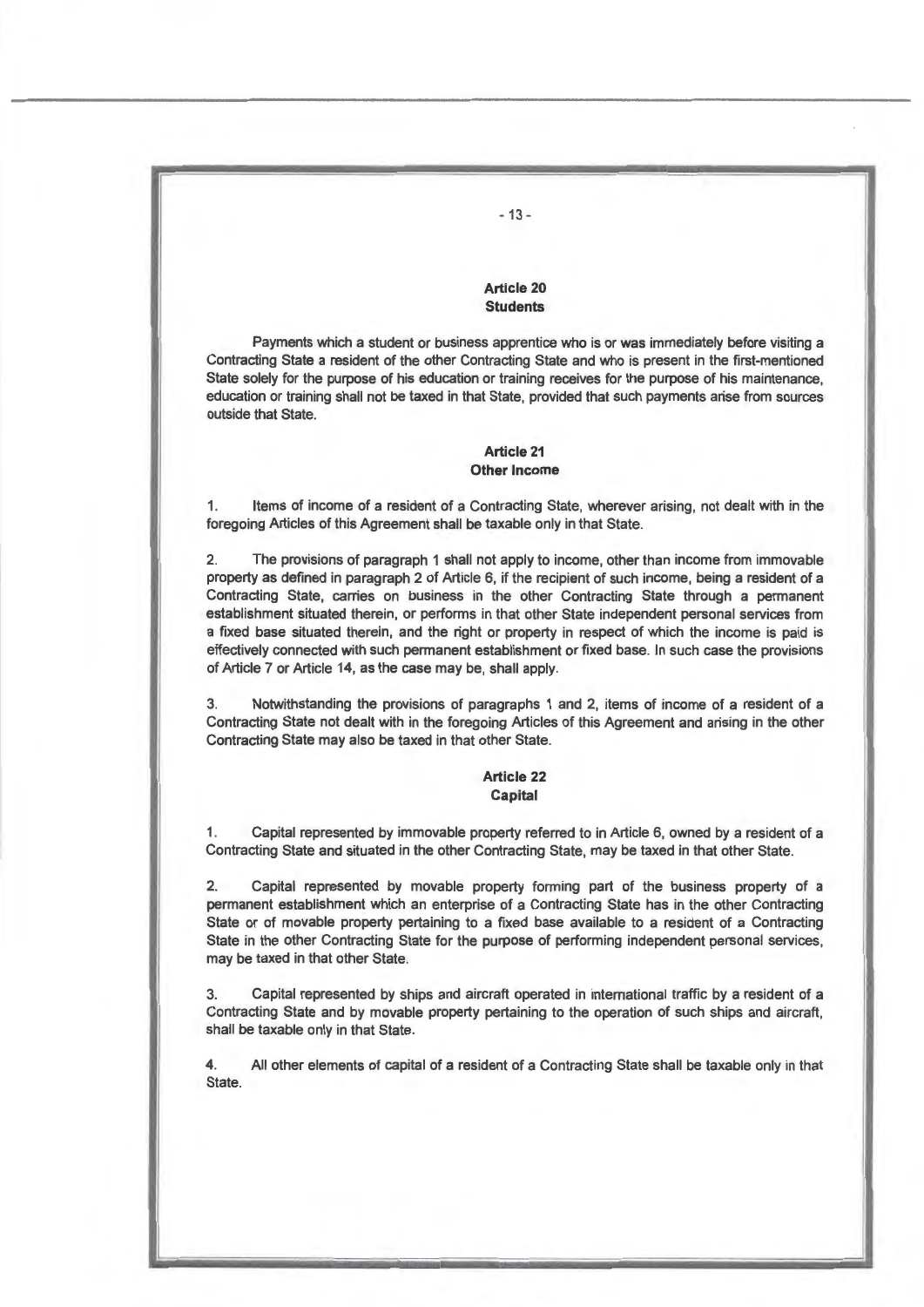## Article 20
## Students

Payments which a student or business apprentice who is or was immediately before visiting a Contracting State a resident of the other Contracting State and who is present in the first-mentioned State solely for the purpose of his education or training receives for the purpose of his maintenance, education or training shall not be taxed in that State, provided that such payments arise from sources outside that State.

## Article 21
## Other Income

1. Items of income of a resident of a Contracting State, wherever arising, not dealt with in the foregoing Articles of this Agreement shall be taxable only in that State.

2. The provisions of paragraph 1 shall not apply to income, other than income from immovable property as defined in paragraph 2 of Article 6, if the recipient of such income, being a resident of a Contracting State, carries on business in the other Contracting State through a permanent establishment situated therein, or performs in that other State independent personal services from a fixed base situated therein, and the right or property in respect of which the income is paid is effectively connected with such permanent establishment or fixed base. In such case the provisions of Article 7 or Article 14, as the case may be, shall apply.

3. Notwithstanding the provisions of paragraphs 1 and 2, items of income of a resident of a Contracting State not dealt with in the foregoing Articles of this Agreement and arising in the other Contracting State may also be taxed in that other State.

## Article 22
## Capital

1. Capital represented by immovable property referred to in Article 6, owned by a resident of a Contracting State and situated in the other Contracting State, may be taxed in that other State.

2. Capital represented by movable property forming part of the business property of a permanent establishment which an enterprise of a Contracting State has in the other Contracting State or of movable property pertaining to a fixed base available to a resident of a Contracting State in the other Contracting State for the purpose of performing independent personal services, may be taxed in that other State.

3. Capital represented by ships and aircraft operated in international traffic by a resident of a Contracting State and by movable property pertaining to the operation of such ships and aircraft, shall be taxable only in that State.

4. All other elements of capital of a resident of a Contracting State shall be taxable only in that State.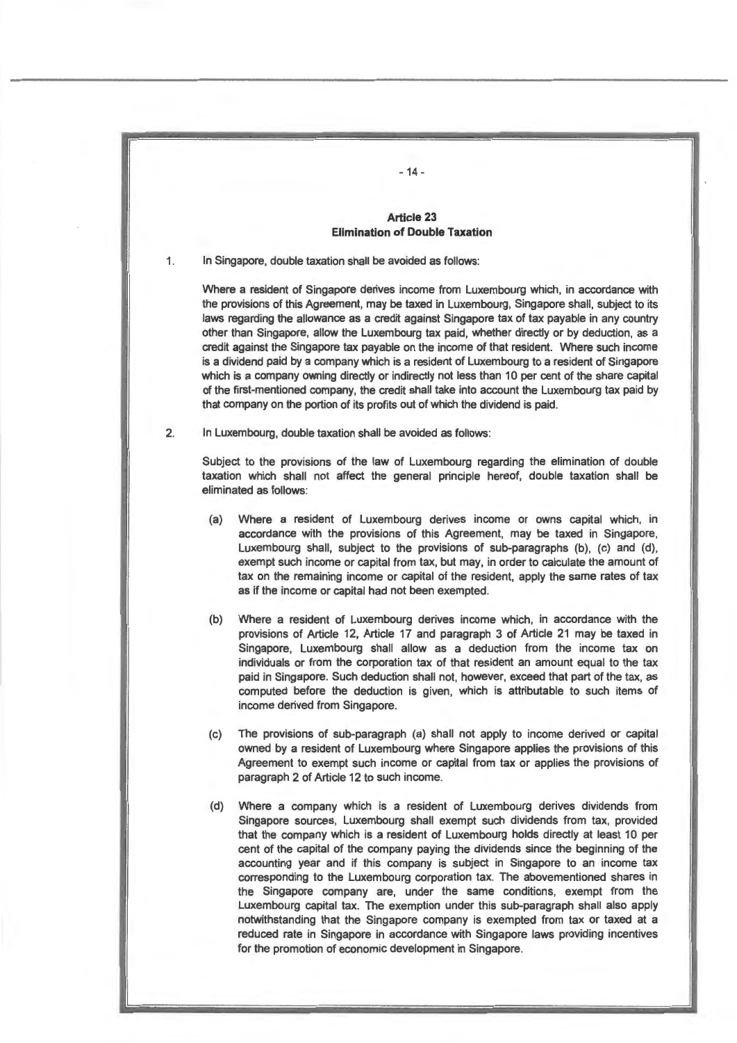## Article 23
## Elimination of Double Taxation

1. In Singapore, double taxation shall be avoided as follows:

   Where a resident of Singapore derives income from Luxembourg which, in accordance with the provisions of this Agreement, may be taxed in Luxembourg, Singapore shall, subject to its laws regarding the allowance as a credit against Singapore tax of tax payable in any country other than Singapore, allow the Luxembourg tax paid, whether directly or by deduction, as a credit against the Singapore tax payable on the income of that resident. Where such income is a dividend paid by a company which is a resident of Luxembourg to a resident of Singapore which is a company owning directly or indirectly not less than 10 per cent of the share capital of the first-mentioned company, the credit shall take into account the Luxembourg tax paid by that company on the portion of its profits out of which the dividend is paid.

2. In Luxembourg, double taxation shall be avoided as follows:

   Subject to the provisions of the law of Luxembourg regarding the elimination of double taxation which shall not affect the general principle hereof, double taxation shall be eliminated as follows:

   (a) Where a resident of Luxembourg derives income or owns capital which, in accordance with the provisions of this Agreement, may be taxed in Singapore, Luxembourg shall, subject to the provisions of sub-paragraphs (b), (c) and (d), exempt such income or capital from tax, but may, in order to calculate the amount of tax on the remaining income or capital of the resident, apply the same rates of tax as if the income or capital had not been exempted.

   (b) Where a resident of Luxembourg derives income which, in accordance with the provisions of Article 12, Article 17 and paragraph 3 of Article 21 may be taxed in Singapore, Luxembourg shall allow as a deduction from the income tax on individuals or from the corporation tax of that resident an amount equal to the tax paid in Singapore. Such deduction shall not, however, exceed that part of the tax, as computed before the deduction is given, which is attributable to such items of income derived from Singapore.

   (c) The provisions of sub-paragraph (a) shall not apply to income derived or capital owned by a resident of Luxembourg where Singapore applies the provisions of this Agreement to exempt such income or capital from tax or applies the provisions of paragraph 2 of Article 12 to such income.

   (d) Where a company which is a resident of Luxembourg derives dividends from Singapore sources, Luxembourg shall exempt such dividends from tax, provided that the company which is a resident of Luxembourg holds directly at least 10 per cent of the capital of the company paying the dividends since the beginning of the accounting year and if this company is subject in Singapore to an income tax corresponding to the Luxembourg corporation tax. The abovementioned shares in the Singapore company are, under the same conditions, exempt from the Luxembourg capital tax. The exemption under this sub-paragraph shall also apply notwithstanding that the Singapore company is exempted from tax or taxed at a reduced rate in Singapore in accordance with Singapore laws providing incentives for the promotion of economic development in Singapore.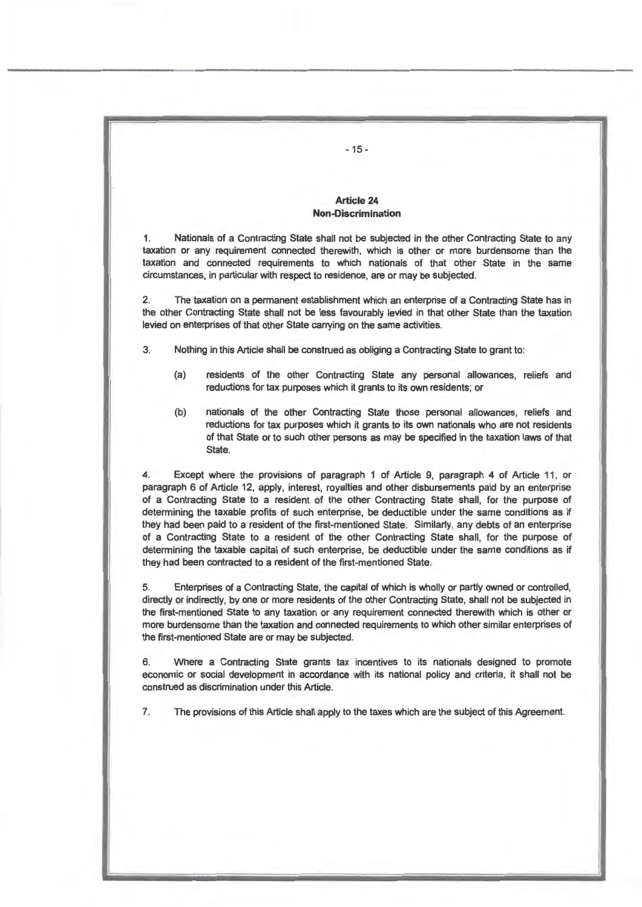## Article 24
## Non-Discrimination

1. Nationals of a Contracting State shall not be subjected in the other Contracting State to any taxation or any requirement connected therewith, which is other or more burdensome than the taxation and connected requirements to which nationals of that other State in the same circumstances, in particular with respect to residence, are or may be subjected.

2. The taxation on a permanent establishment which an enterprise of a Contracting State has in the other Contracting State shall not be less favourably levied in that other State than the taxation levied on enterprises of that other State carrying on the same activities.

3. Nothing in this Article shall be construed as obliging a Contracting State to grant to:

   (a) residents of the other Contracting State any personal allowances, reliefs and reductions for tax purposes which it grants to its own residents; or

   (b) nationals of the other Contracting State those personal allowances, reliefs and reductions for tax purposes which it grants to its own nationals who are not residents of that State or to such other persons as may be specified in the taxation laws of that State.

4. Except where the provisions of paragraph 1 of Article 9, paragraph 4 of Article 11, or paragraph 6 of Article 12, apply, interest, royalties and other disbursements paid by an enterprise of a Contracting State to a resident of the other Contracting State shall, for the purpose of determining the taxable profits of such enterprise, be deductible under the same conditions as if they had been paid to a resident of the first-mentioned State. Similarly, any debts of an enterprise of a Contracting State to a resident of the other Contracting State shall, for the purpose of determining the taxable capital of such enterprise, be deductible under the same conditions as if they had been contracted to a resident of the first-mentioned State.

5. Enterprises of a Contracting State, the capital of which is wholly or partly owned or controlled, directly or indirectly, by one or more residents of the other Contracting State, shall not be subjected in the first-mentioned State to any taxation or any requirement connected therewith which is other or more burdensome than the taxation and connected requirements to which other similar enterprises of the first-mentioned State are or may be subjected.

6. Where a Contracting State grants tax incentives to its nationals designed to promote economic or social development in accordance with its national policy and criteria, it shall not be construed as discrimination under this Article.

7. The provisions of this Article shall apply to the taxes which are the subject of this Agreement.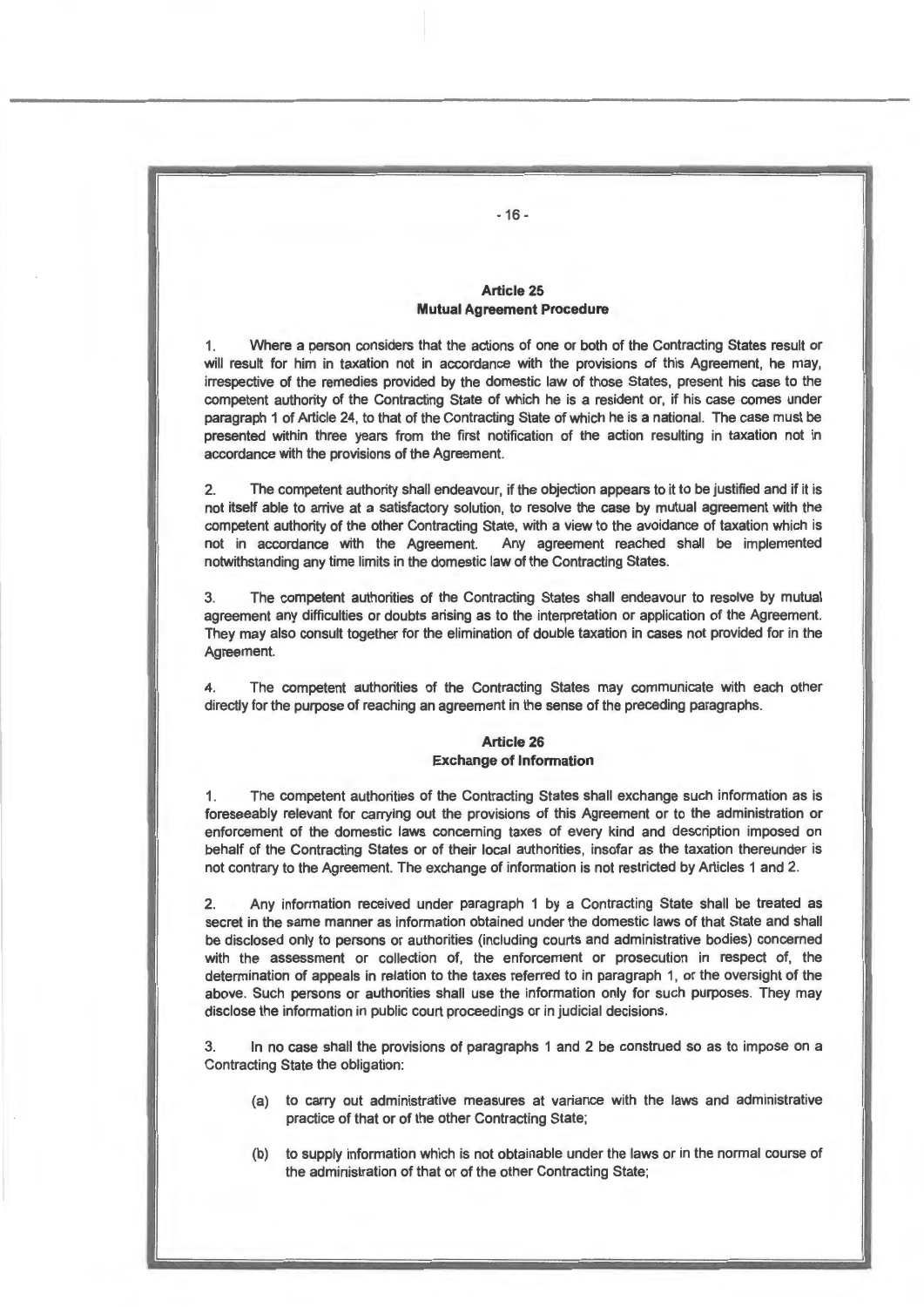## Article 25
## Mutual Agreement Procedure

1. Where a person considers that the actions of one or both of the Contracting States result or will result for him in taxation not in accordance with the provisions of this Agreement, he may, irrespective of the remedies provided by the domestic law of those States, present his case to the competent authority of the Contracting State of which he is a resident or, if his case comes under paragraph 1 of Article 24, to that of the Contracting State of which he is a national. The case must be presented within three years from the first notification of the action resulting in taxation not in accordance with the provisions of the Agreement.

2. The competent authority shall endeavour, if the objection appears to it to be justified and if it is not itself able to arrive at a satisfactory solution, to resolve the case by mutual agreement with the competent authority of the other Contracting State, with a view to the avoidance of taxation which is not in accordance with the Agreement. Any agreement reached shall be implemented notwithstanding any time limits in the domestic law of the Contracting States.

3. The competent authorities of the Contracting States shall endeavour to resolve by mutual agreement any difficulties or doubts arising as to the interpretation or application of the Agreement. They may also consult together for the elimination of double taxation in cases not provided for in the Agreement.

4. The competent authorities of the Contracting States may communicate with each other directly for the purpose of reaching an agreement in the sense of the preceding paragraphs.

## Article 26
## Exchange of Information

1. The competent authorities of the Contracting States shall exchange such information as is foreseeably relevant for carrying out the provisions of this Agreement or to the administration or enforcement of the domestic laws concerning taxes of every kind and description imposed on behalf of the Contracting States or of their local authorities, insofar as the taxation thereunder is not contrary to the Agreement. The exchange of information is not restricted by Articles 1 and 2.

2. Any information received under paragraph 1 by a Contracting State shall be treated as secret in the same manner as information obtained under the domestic laws of that State and shall be disclosed only to persons or authorities (including courts and administrative bodies) concerned with the assessment or collection of, the enforcement or prosecution in respect of, the determination of appeals in relation to the taxes referred to in paragraph 1, or the oversight of the above. Such persons or authorities shall use the information only for such purposes. They may disclose the information in public court proceedings or in judicial decisions.

3. In no case shall the provisions of paragraphs 1 and 2 be construed so as to impose on a Contracting State the obligation:

(a) to carry out administrative measures at variance with the laws and administrative practice of that or of the other Contracting State;

(b) to supply information which is not obtainable under the laws or in the normal course of the administration of that or of the other Contracting State;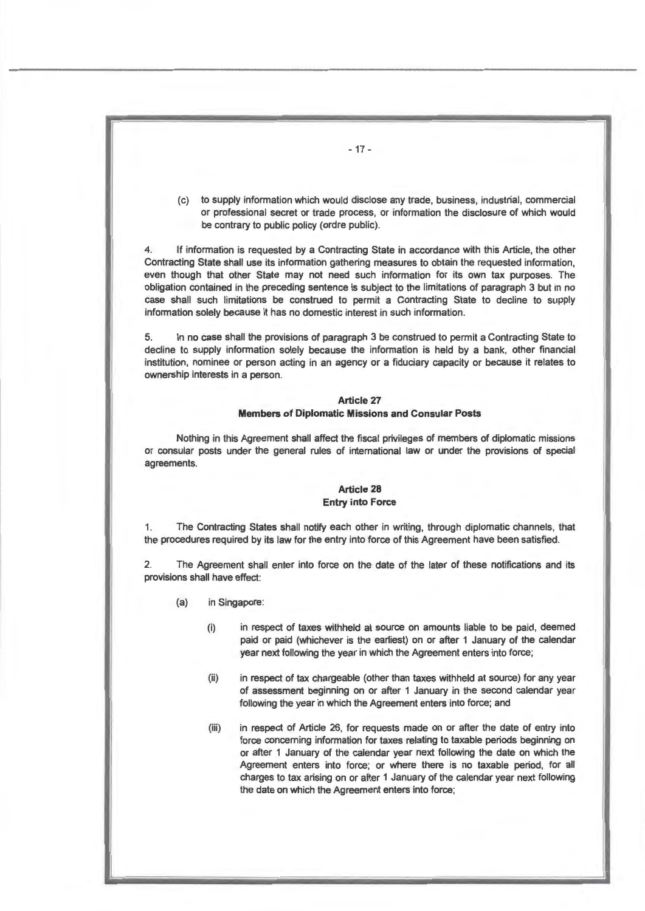(c) to supply information which would disclose any trade, business, industrial, commercial or professional secret or trade process, or information the disclosure of which would be contrary to public policy (ordre public).

4. If information is requested by a Contracting State in accordance with this Article, the other Contracting State shall use its information gathering measures to obtain the requested information, even though that other State may not need such information for its own tax purposes. The obligation contained in the preceding sentence is subject to the limitations of paragraph 3 but in no case shall such limitations be construed to permit a Contracting State to decline to supply information solely because it has no domestic interest in such information.

5. In no case shall the provisions of paragraph 3 be construed to permit a Contracting State to decline to supply information solely because the information is held by a bank, other financial institution, nominee or person acting in an agency or a fiduciary capacity or because it relates to ownership interests in a person.

**Article 27**
**Members of Diplomatic Missions and Consular Posts**

Nothing in this Agreement shall affect the fiscal privileges of members of diplomatic missions or consular posts under the general rules of international law or under the provisions of special agreements.

**Article 28**
**Entry into Force**

1. The Contracting States shall notify each other in writing, through diplomatic channels, that the procedures required by its law for the entry into force of this Agreement have been satisfied.

2. The Agreement shall enter into force on the date of the later of these notifications and its provisions shall have effect:

(a) in Singapore:

(i) in respect of taxes withheld at source on amounts liable to be paid, deemed paid or paid (whichever is the earliest) on or after 1 January of the calendar year next following the year in which the Agreement enters into force;

(ii) in respect of tax chargeable (other than taxes withheld at source) for any year of assessment beginning on or after 1 January in the second calendar year following the year in which the Agreement enters into force; and

(iii) in respect of Article 26, for requests made on or after the date of entry into force concerning information for taxes relating to taxable periods beginning on or after 1 January of the calendar year next following the date on which the Agreement enters into force; or where there is no taxable period, for all charges to tax arising on or after 1 January of the calendar year next following the date on which the Agreement enters into force;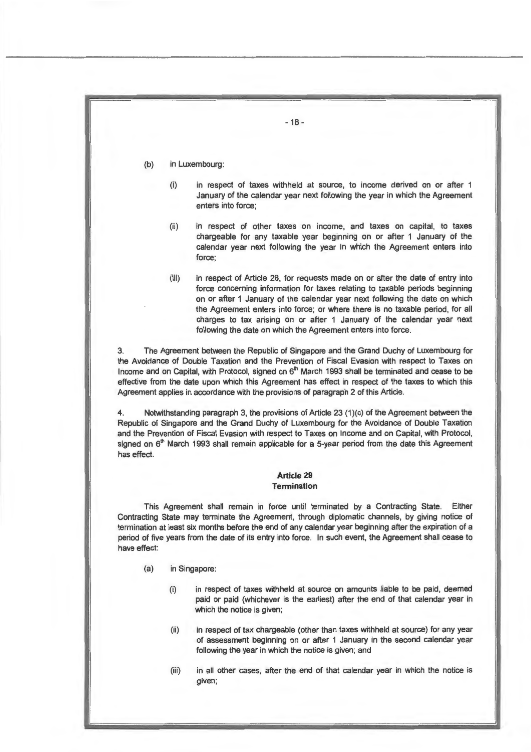(b) in Luxembourg:

  (i) in respect of taxes withheld at source, to income derived on or after 1 January of the calendar year next following the year in which the Agreement enters into force;

  (ii) in respect of other taxes on income, and taxes on capital, to taxes chargeable for any taxable year beginning on or after 1 January of the calendar year next following the year in which the Agreement enters into force;

  (iii) in respect of Article 26, for requests made on or after the date of entry into force concerning information for taxes relating to taxable periods beginning on or after 1 January of the calendar year next following the date on which the Agreement enters into force; or where there is no taxable period, for all charges to tax arising on or after 1 January of the calendar year next following the date on which the Agreement enters into force.

3. The Agreement between the Republic of Singapore and the Grand Duchy of Luxembourg for the Avoidance of Double Taxation and the Prevention of Fiscal Evasion with respect to Taxes on Income and on Capital, with Protocol, signed on 6th March 1993 shall be terminated and cease to be effective from the date upon which this Agreement has effect in respect of the taxes to which this Agreement applies in accordance with the provisions of paragraph 2 of this Article.

4. Notwithstanding paragraph 3, the provisions of Article 23 (1)(c) of the Agreement between the Republic of Singapore and the Grand Duchy of Luxembourg for the Avoidance of Double Taxation and the Prevention of Fiscal Evasion with respect to Taxes on Income and on Capital, with Protocol, signed on 6th March 1993 shall remain applicable for a 5-year period from the date this Agreement has effect.

## Article 29
## Termination

This Agreement shall remain in force until terminated by a Contracting State. Either Contracting State may terminate the Agreement, through diplomatic channels, by giving notice of termination at least six months before the end of any calendar year beginning after the expiration of a period of five years from the date of its entry into force. In such event, the Agreement shall cease to have effect:

(a) in Singapore:

  (i) in respect of taxes withheld at source on amounts liable to be paid, deemed paid or paid (whichever is the earliest) after the end of that calendar year in which the notice is given;

  (ii) in respect of tax chargeable (other than taxes withheld at source) for any year of assessment beginning on or after 1 January in the second calendar year following the year in which the notice is given; and

  (iii) in all other cases, after the end of that calendar year in which the notice is given;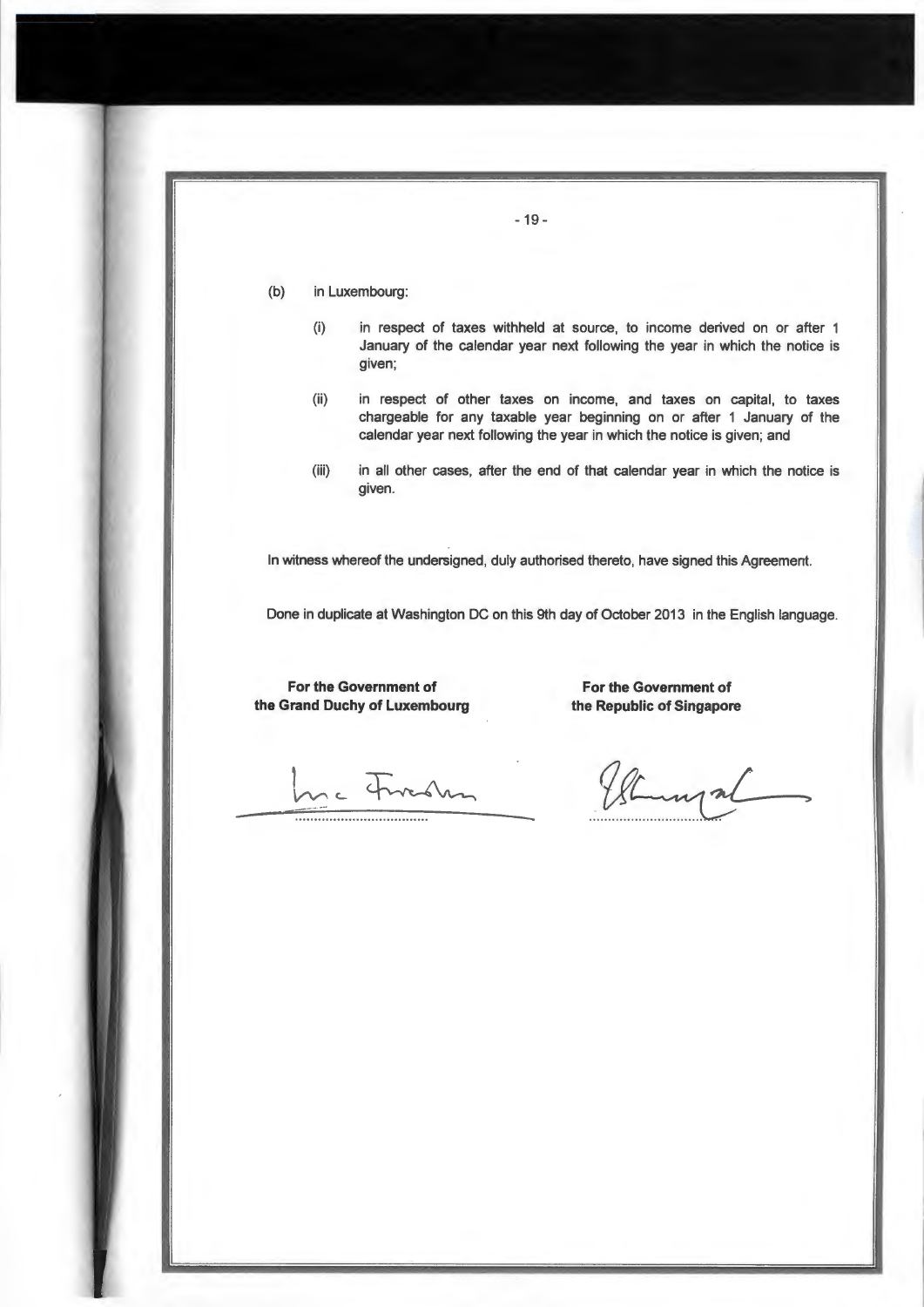(b) in Luxembourg:

  (i) in respect of taxes withheld at source, to income derived on or after 1 January of the calendar year next following the year in which the notice is given;

  (ii) in respect of other taxes on income, and taxes on capital, to taxes chargeable for any taxable year beginning on or after 1 January of the calendar year next following the year in which the notice is given; and

  (iii) in all other cases, after the end of that calendar year in which the notice is given.

In witness whereof the undersigned, duly authorised thereto, have signed this Agreement.

Done in duplicate at Washington DC on this 9th day of October 2013 in the English language.

| **For the Government of the Grand Duchy of Luxembourg** | **For the Government of the Republic of Singapore** |
|---|---|
| ................................... | ................................... |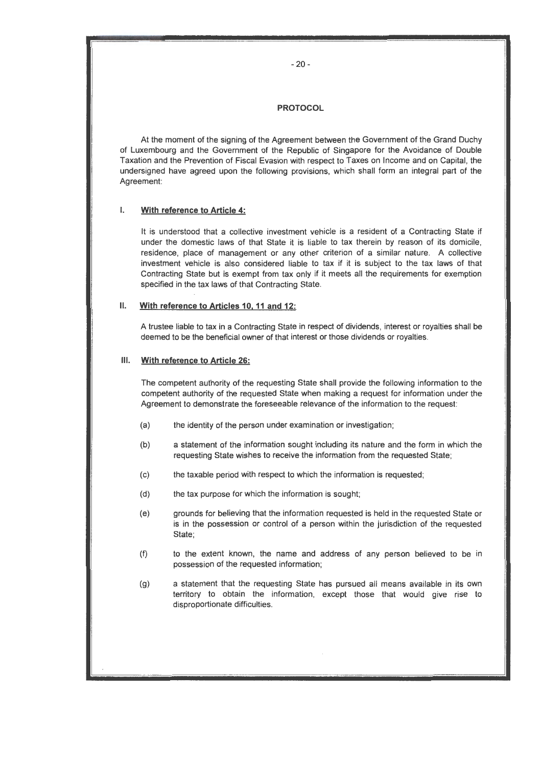# PROTOCOL

At the moment of the signing of the Agreement between the Government of the Grand Duchy of Luxembourg and the Government of the Republic of Singapore for the Avoidance of Double Taxation and the Prevention of Fiscal Evasion with respect to Taxes on Income and on Capital, the undersigned have agreed upon the following provisions, which shall form an integral part of the Agreement:

## I. With reference to Article 4:

It is understood that a collective investment vehicle is a resident of a Contracting State if under the domestic laws of that State it is liable to tax therein by reason of its domicile, residence, place of management or any other criterion of a similar nature. A collective investment vehicle is also considered liable to tax if it is subject to the tax laws of that Contracting State but is exempt from tax only if it meets all the requirements for exemption specified in the tax laws of that Contracting State.

## II. With reference to Articles 10, 11 and 12:

A trustee liable to tax in a Contracting State in respect of dividends, interest or royalties shall be deemed to be the beneficial owner of that interest or those dividends or royalties.

## III. With reference to Article 26:

The competent authority of the requesting State shall provide the following information to the competent authority of the requested State when making a request for information under the Agreement to demonstrate the foreseeable relevance of the information to the request:

(a) the identity of the person under examination or investigation;

(b) a statement of the information sought including its nature and the form in which the requesting State wishes to receive the information from the requested State;

(c) the taxable period with respect to which the information is requested;

(d) the tax purpose for which the information is sought;

(e) grounds for believing that the information requested is held in the requested State or is in the possession or control of a person within the jurisdiction of the requested State;

(f) to the extent known, the name and address of any person believed to be in possession of the requested information;

(g) a statement that the requesting State has pursued all means available in its own territory to obtain the information, except those that would give rise to disproportionate difficulties.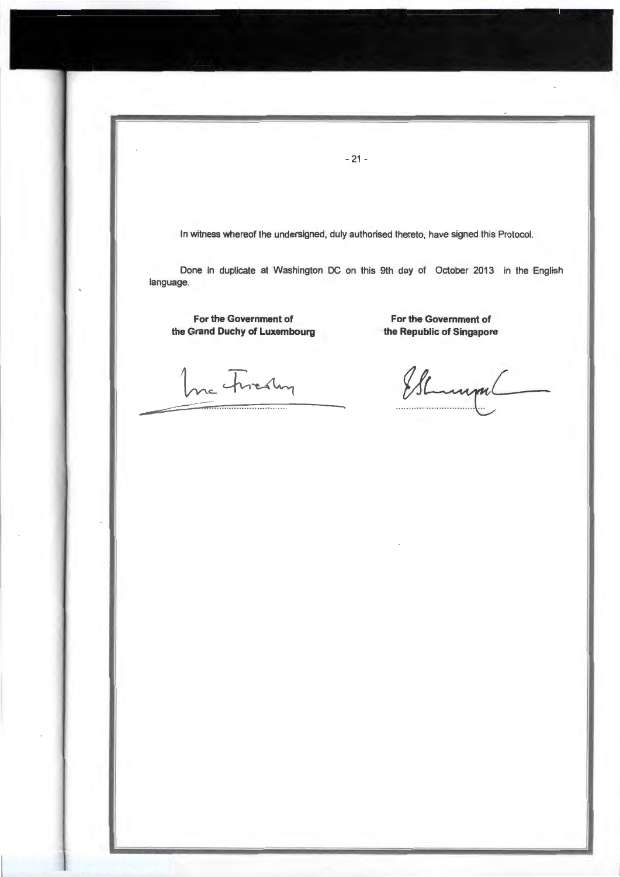In witness whereof the undersigned, duly authorised thereto, have signed this Protocol.

Done in duplicate at Washington DC on this 9th day of October 2013 in the English language.

| | |
|---|---|
| **For the Government of the Grand Duchy of Luxembourg** | **For the Government of the Republic of Singapore** |